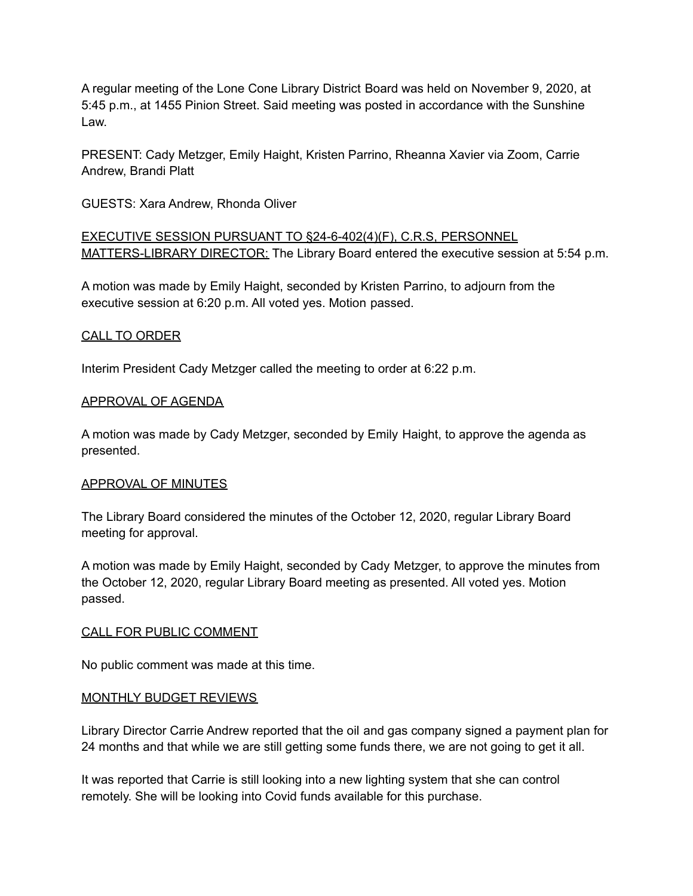A regular meeting of the Lone Cone Library District Board was held on November 9, 2020, at 5:45 p.m., at 1455 Pinion Street. Said meeting was posted in accordance with the Sunshine Law.

PRESENT: Cady Metzger, Emily Haight, Kristen Parrino, Rheanna Xavier via Zoom, Carrie Andrew, Brandi Platt

GUESTS: Xara Andrew, Rhonda Oliver

EXECUTIVE SESSION PURSUANT TO §24-6-402(4)(F), C.R.S, PERSONNEL MATTERS-LIBRARY DIRECTOR: The Library Board entered the executive session at 5:54 p.m.

A motion was made by Emily Haight, seconded by Kristen Parrino, to adjourn from the executive session at 6:20 p.m. All voted yes. Motion passed.

## CALL TO ORDER

Interim President Cady Metzger called the meeting to order at 6:22 p.m.

## APPROVAL OF AGENDA

A motion was made by Cady Metzger, seconded by Emily Haight, to approve the agenda as presented.

## APPROVAL OF MINUTES

The Library Board considered the minutes of the October 12, 2020, regular Library Board meeting for approval.

A motion was made by Emily Haight, seconded by Cady Metzger, to approve the minutes from the October 12, 2020, regular Library Board meeting as presented. All voted yes. Motion passed.

## CALL FOR PUBLIC COMMENT

No public comment was made at this time.

## MONTHLY BUDGET REVIEWS

Library Director Carrie Andrew reported that the oil and gas company signed a payment plan for 24 months and that while we are still getting some funds there, we are not going to get it all.

It was reported that Carrie is still looking into a new lighting system that she can control remotely. She will be looking into Covid funds available for this purchase.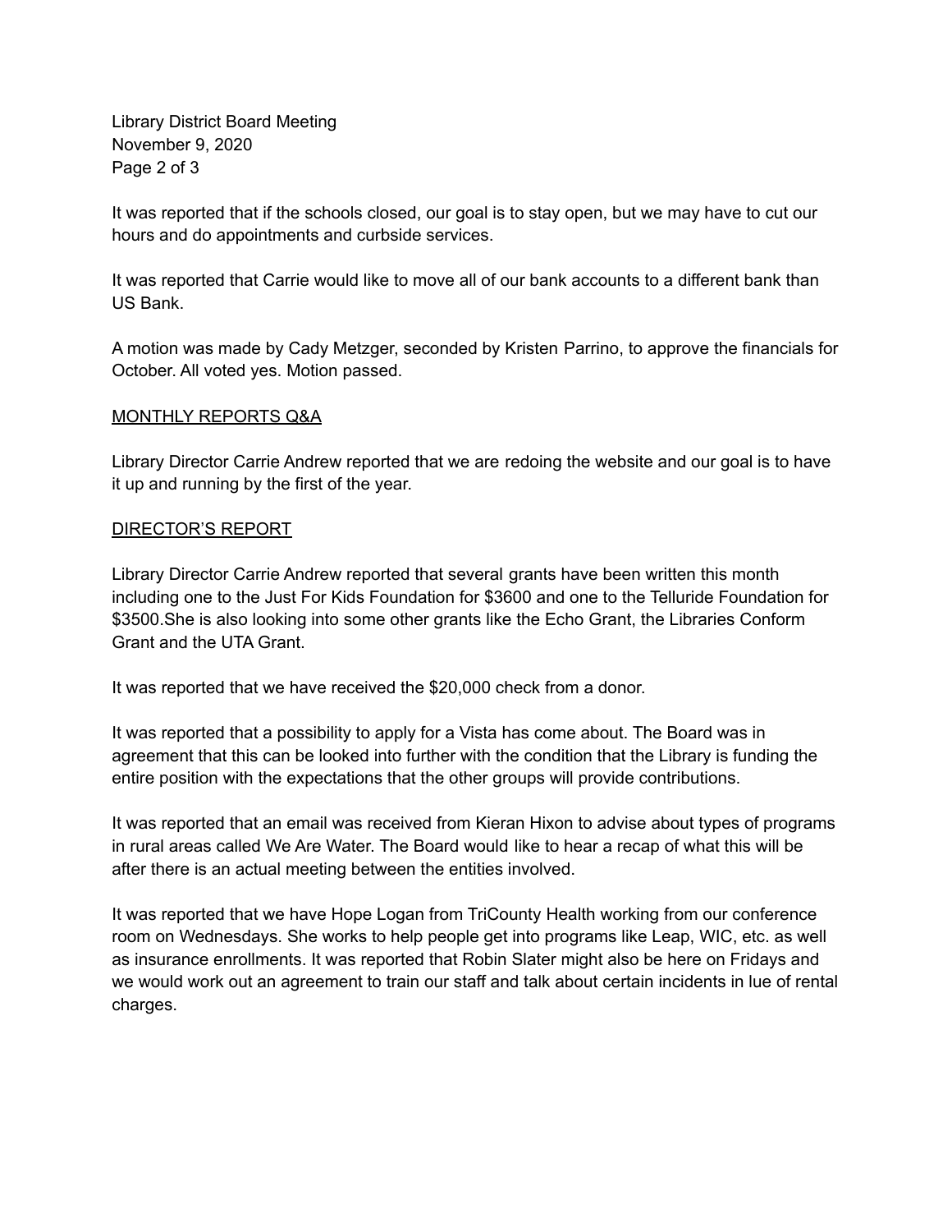It was reported that if the schools closed, our goal is to stay open, but we may have to cut our hours and do appointments and curbside services.

It was reported that Carrie would like to move all of our bank accounts to a different bank than US Bank.

A motion was made by Cady Metzger, seconded by Kristen Parrino, to approve the financials for October. All voted yes. Motion passed.

MONTHLY REPORTS Q&A

Library Director Carrie Andrew reported that we are redoing the website and our goal is to have it up and running by the first of the year.

DIRECTOR'S REPORT

Library Director Carrie Andrew reported that several grants have been written this month including one to the Just For Kids Foundation for $3600 and one to the Telluride Foundation for $3500.She is also looking into some other grants like the Echo Grant, the Libraries Conform Grant and the UTA Grant.

It was reported that we have received the $20,000 check from a donor.

It was reported that a possibility to apply for a Vista has come about. The Board was in agreement that this can be looked into further with the condition that the Library is funding the entire position with the expectations that the other groups will provide contributions.

It was reported that an email was received from Kieran Hixon to advise about types of programs in rural areas called We Are Water. The Board would like to hear a recap of what this will be after there is an actual meeting between the entities involved.

It was reported that we have Hope Logan from TriCounty Health working from our conference room on Wednesdays. She works to help people get into programs like Leap, WIC, etc. as well as insurance enrollments. It was reported that Robin Slater might also be here on Fridays and we would work out an agreement to train our staff and talk about certain incidents in lue of rental charges.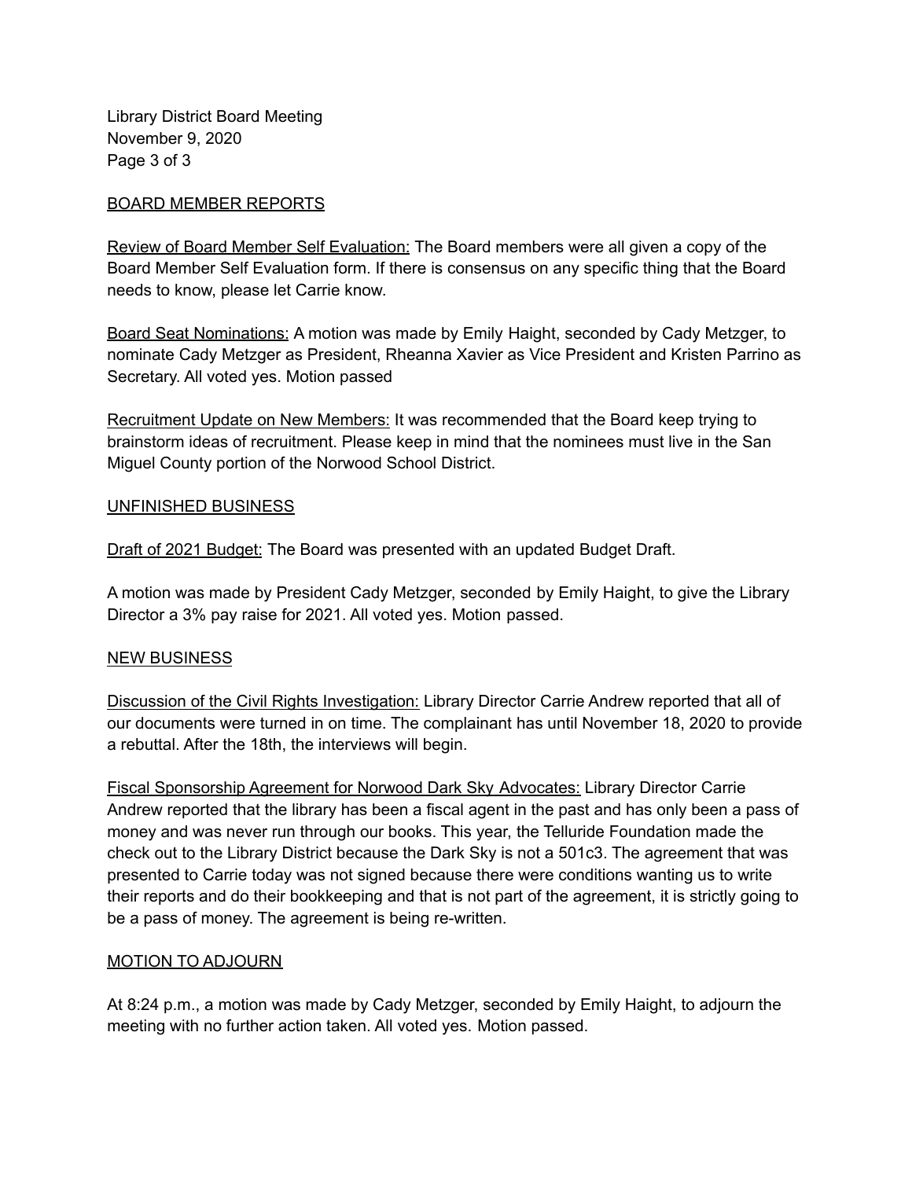## BOARD MEMBER REPORTS

Review of Board Member Self Evaluation: The Board members were all given a copy of the Board Member Self Evaluation form. If there is consensus on any specific thing that the Board needs to know, please let Carrie know.

Board Seat Nominations: A motion was made by Emily Haight, seconded by Cady Metzger, to nominate Cady Metzger as President, Rheanna Xavier as Vice President and Kristen Parrino as Secretary. All voted yes. Motion passed

Recruitment Update on New Members: It was recommended that the Board keep trying to brainstorm ideas of recruitment. Please keep in mind that the nominees must live in the San Miguel County portion of the Norwood School District.

## UNFINISHED BUSINESS

Draft of 2021 Budget: The Board was presented with an updated Budget Draft.

A motion was made by President Cady Metzger, seconded by Emily Haight, to give the Library Director a 3% pay raise for 2021. All voted yes. Motion passed.

## NEW BUSINESS

Discussion of the Civil Rights Investigation: Library Director Carrie Andrew reported that all of our documents were turned in on time. The complainant has until November 18, 2020 to provide a rebuttal. After the 18th, the interviews will begin.

Fiscal Sponsorship Agreement for Norwood Dark Sky Advocates: Library Director Carrie Andrew reported that the library has been a fiscal agent in the past and has only been a pass of money and was never run through our books. This year, the Telluride Foundation made the check out to the Library District because the Dark Sky is not a 501c3. The agreement that was presented to Carrie today was not signed because there were conditions wanting us to write their reports and do their bookkeeping and that is not part of the agreement, it is strictly going to be a pass of money. The agreement is being re-written.

## MOTION TO ADJOURN

At 8:24 p.m., a motion was made by Cady Metzger, seconded by Emily Haight, to adjourn the meeting with no further action taken. All voted yes. Motion passed.